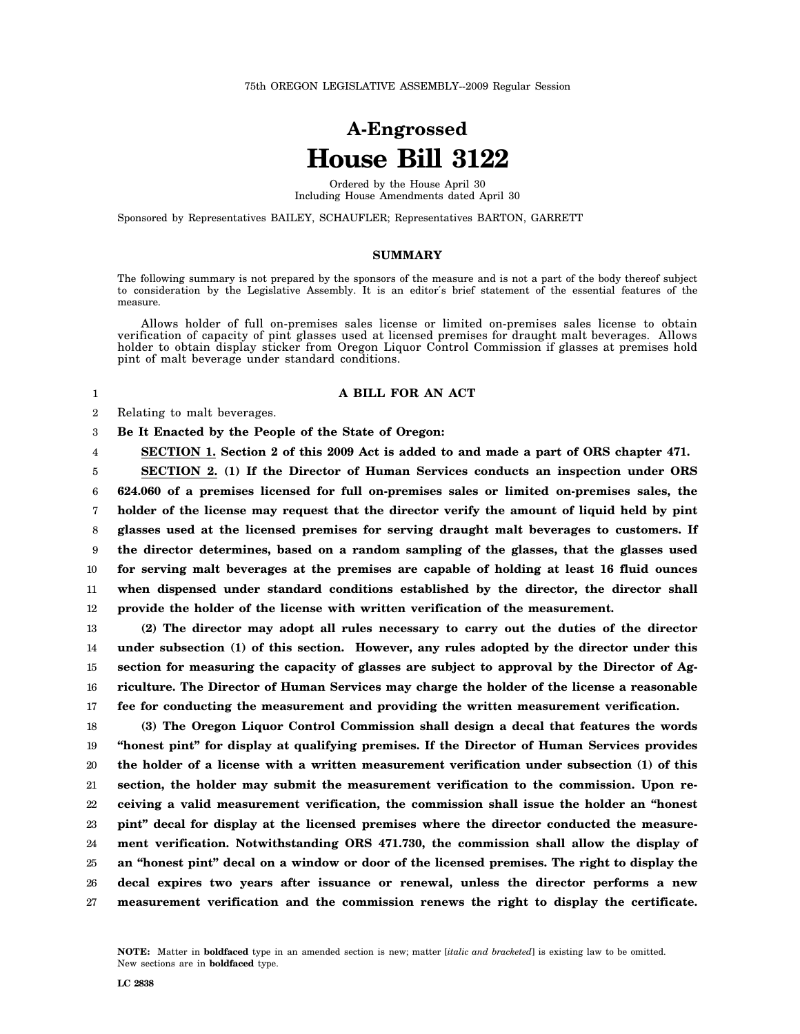75th OREGON LEGISLATIVE ASSEMBLY--2009 Regular Session

# A-Engrossed
# House Bill 3122

Ordered by the House April 30
Including House Amendments dated April 30

Sponsored by Representatives BAILEY, SCHAUFLER; Representatives BARTON, GARRETT

## SUMMARY

The following summary is not prepared by the sponsors of the measure and is not a part of the body thereof subject to consideration by the Legislative Assembly. It is an editor's brief statement of the essential features of the measure.

Allows holder of full on-premises sales license or limited on-premises sales license to obtain verification of capacity of pint glasses used at licensed premises for draught malt beverages. Allows holder to obtain display sticker from Oregon Liquor Control Commission if glasses at premises hold pint of malt beverage under standard conditions.

**A BILL FOR AN ACT**

Relating to malt beverages.

**Be It Enacted by the People of the State of Oregon:**

**SECTION 1. Section 2 of this 2009 Act is added to and made a part of ORS chapter 471.**

**SECTION 2. (1) If the Director of Human Services conducts an inspection under ORS 624.060 of a premises licensed for full on-premises sales or limited on-premises sales, the holder of the license may request that the director verify the amount of liquid held by pint glasses used at the licensed premises for serving draught malt beverages to customers. If the director determines, based on a random sampling of the glasses, that the glasses used for serving malt beverages at the premises are capable of holding at least 16 fluid ounces when dispensed under standard conditions established by the director, the director shall provide the holder of the license with written verification of the measurement.**

**(2) The director may adopt all rules necessary to carry out the duties of the director under subsection (1) of this section. However, any rules adopted by the director under this section for measuring the capacity of glasses are subject to approval by the Director of Agriculture. The Director of Human Services may charge the holder of the license a reasonable fee for conducting the measurement and providing the written measurement verification.**

**(3) The Oregon Liquor Control Commission shall design a decal that features the words "honest pint" for display at qualifying premises. If the Director of Human Services provides the holder of a license with a written measurement verification under subsection (1) of this section, the holder may submit the measurement verification to the commission. Upon receiving a valid measurement verification, the commission shall issue the holder an "honest pint" decal for display at the licensed premises where the director conducted the measurement verification. Notwithstanding ORS 471.730, the commission shall allow the display of an "honest pint" decal on a window or door of the licensed premises. The right to display the decal expires two years after issuance or renewal, unless the director performs a new measurement verification and the commission renews the right to display the certificate.**

NOTE: Matter in **boldfaced** type in an amended section is new; matter [*italic and bracketed*] is existing law to be omitted. New sections are in **boldfaced** type.

LC 2838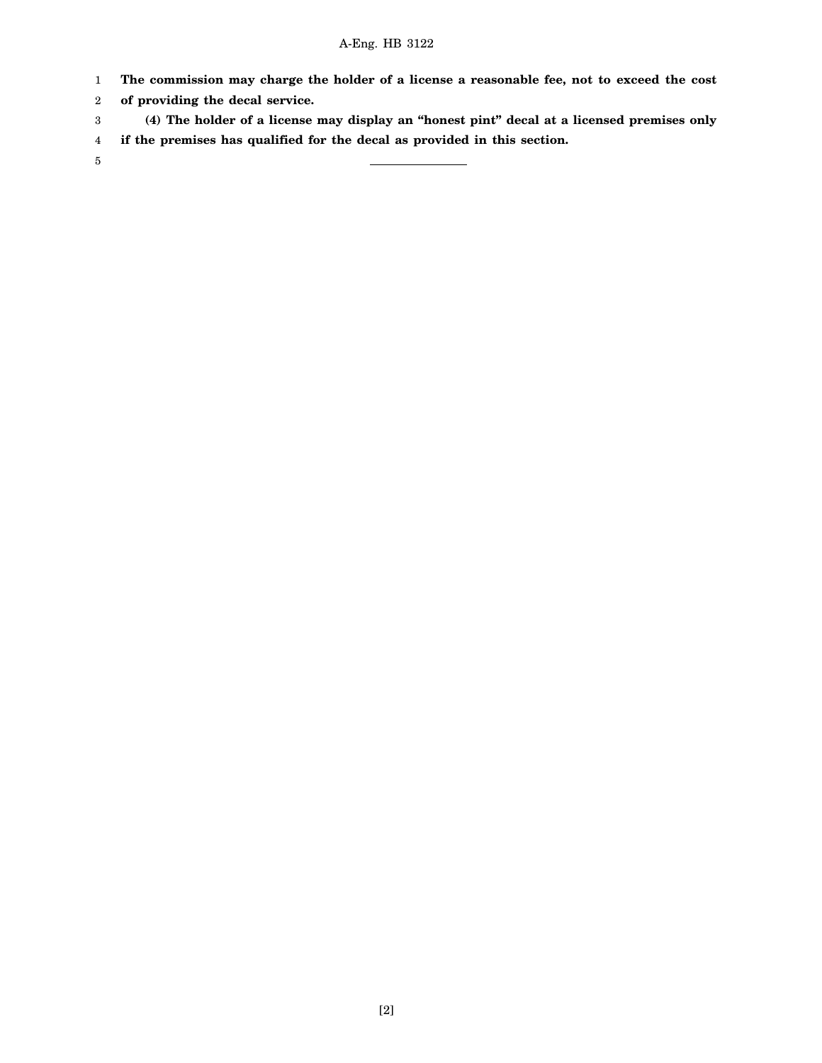**The commission may charge the holder of a license a reasonable fee, not to exceed the cost of providing the decal service.**

**(4) The holder of a license may display an "honest pint" decal at a licensed premises only if the premises has qualified for the decal as provided in this section.**